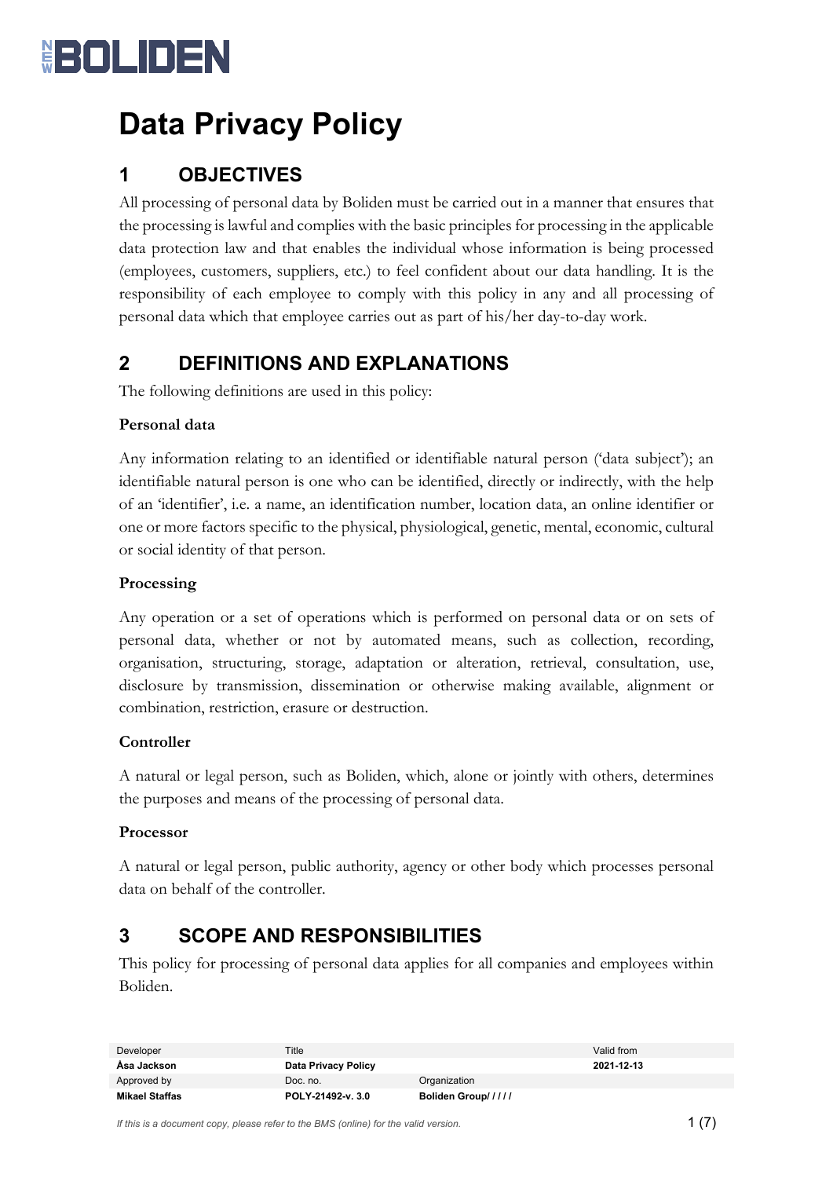# Data Privacy Policy

## 1 OBJECTIVES

All processing of personal data by Boliden must be carried out in a manner that ensures that the processing is lawful and complies with the basic principles for processing in the applicable data protection law and that enables the individual whose information is being processed (employees, customers, suppliers, etc.) to feel confident about our data handling. It is the responsibility of each employee to comply with this policy in any and all processing of personal data which that employee carries out as part of his/her day-to-day work.

## 2 DEFINITIONS AND EXPLANATIONS

The following definitions are used in this policy:

**Personal data**

Any information relating to an identified or identifiable natural person ('data subject'); an identifiable natural person is one who can be identified, directly or indirectly, with the help of an 'identifier', i.e. a name, an identification number, location data, an online identifier or one or more factors specific to the physical, physiological, genetic, mental, economic, cultural or social identity of that person.

**Processing**

Any operation or a set of operations which is performed on personal data or on sets of personal data, whether or not by automated means, such as collection, recording, organisation, structuring, storage, adaptation or alteration, retrieval, consultation, use, disclosure by transmission, dissemination or otherwise making available, alignment or combination, restriction, erasure or destruction.

**Controller**

A natural or legal person, such as Boliden, which, alone or jointly with others, determines the purposes and means of the processing of personal data.

**Processor**

A natural or legal person, public authority, agency or other body which processes personal data on behalf of the controller.

## 3 SCOPE AND RESPONSIBILITIES

This policy for processing of personal data applies for all companies and employees within Boliden.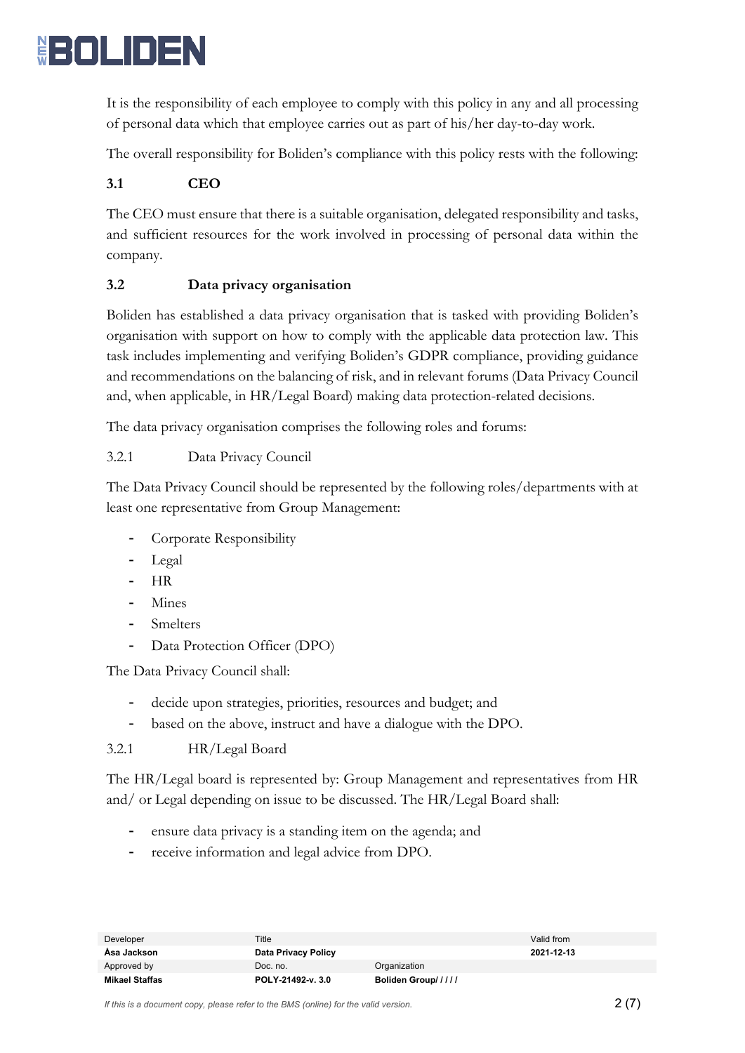It is the responsibility of each employee to comply with this policy in any and all processing of personal data which that employee carries out as part of his/her day-to-day work.

The overall responsibility for Boliden's compliance with this policy rests with the following:

### 3.1 CEO

The CEO must ensure that there is a suitable organisation, delegated responsibility and tasks, and sufficient resources for the work involved in processing of personal data within the company.

### 3.2 Data privacy organisation

Boliden has established a data privacy organisation that is tasked with providing Boliden's organisation with support on how to comply with the applicable data protection law. This task includes implementing and verifying Boliden's GDPR compliance, providing guidance and recommendations on the balancing of risk, and in relevant forums (Data Privacy Council and, when applicable, in HR/Legal Board) making data protection-related decisions.

The data privacy organisation comprises the following roles and forums:

#### 3.2.1 Data Privacy Council

The Data Privacy Council should be represented by the following roles/departments with at least one representative from Group Management:

- Corporate Responsibility
- Legal
- HR
- Mines
- Smelters
- Data Protection Officer (DPO)

The Data Privacy Council shall:

- decide upon strategies, priorities, resources and budget; and
- based on the above, instruct and have a dialogue with the DPO.

#### 3.2.1 HR/Legal Board

The HR/Legal board is represented by: Group Management and representatives from HR and/ or Legal depending on issue to be discussed. The HR/Legal Board shall:

- ensure data privacy is a standing item on the agenda; and
- receive information and legal advice from DPO.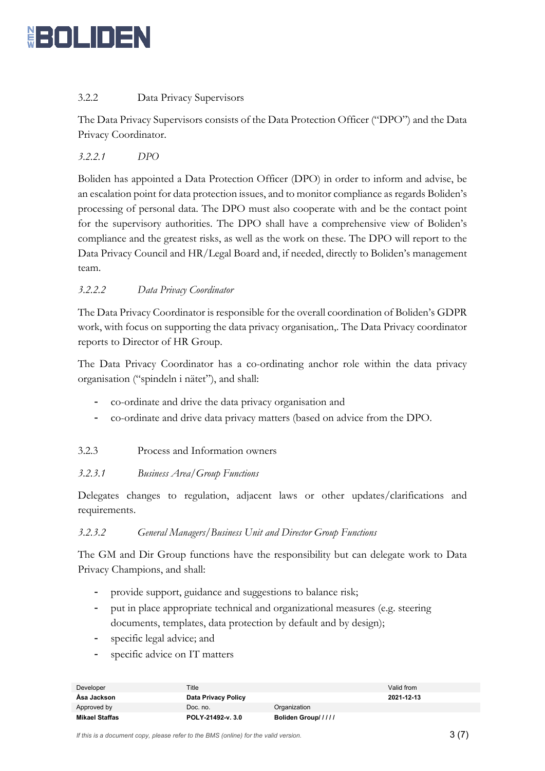#### 3.2.2 Data Privacy Supervisors

The Data Privacy Supervisors consists of the Data Protection Officer ("DPO") and the Data Privacy Coordinator.

##### *3.2.2.1 DPO*

Boliden has appointed a Data Protection Officer (DPO) in order to inform and advise, be an escalation point for data protection issues, and to monitor compliance as regards Boliden's processing of personal data. The DPO must also cooperate with and be the contact point for the supervisory authorities. The DPO shall have a comprehensive view of Boliden's compliance and the greatest risks, as well as the work on these. The DPO will report to the Data Privacy Council and HR/Legal Board and, if needed, directly to Boliden's management team.

##### *3.2.2.2 Data Privacy Coordinator*

The Data Privacy Coordinator is responsible for the overall coordination of Boliden's GDPR work, with focus on supporting the data privacy organisation,. The Data Privacy coordinator reports to Director of HR Group.

The Data Privacy Coordinator has a co-ordinating anchor role within the data privacy organisation ("spindeln i nätet"), and shall:

- co-ordinate and drive the data privacy organisation and
- co-ordinate and drive data privacy matters (based on advice from the DPO.

#### 3.2.3 Process and Information owners

##### *3.2.3.1 Business Area/Group Functions*

Delegates changes to regulation, adjacent laws or other updates/clarifications and requirements.

##### *3.2.3.2 General Managers/Business Unit and Director Group Functions*

The GM and Dir Group functions have the responsibility but can delegate work to Data Privacy Champions, and shall:

- provide support, guidance and suggestions to balance risk;
- put in place appropriate technical and organizational measures (e.g. steering documents, templates, data protection by default and by design);
- specific legal advice; and
- specific advice on IT matters

| Developer | Title | | Valid from |
|---|---|---|---|
| **Åsa Jackson** | **Data Privacy Policy** | | **2021-12-13** |
| Approved by | Doc. no. | Organization | |
| **Mikael Staffas** | **POLY-21492-v. 3.0** | **Boliden Group/ / / / /** | |

*If this is a document copy, please refer to the BMS (online) for the valid version.*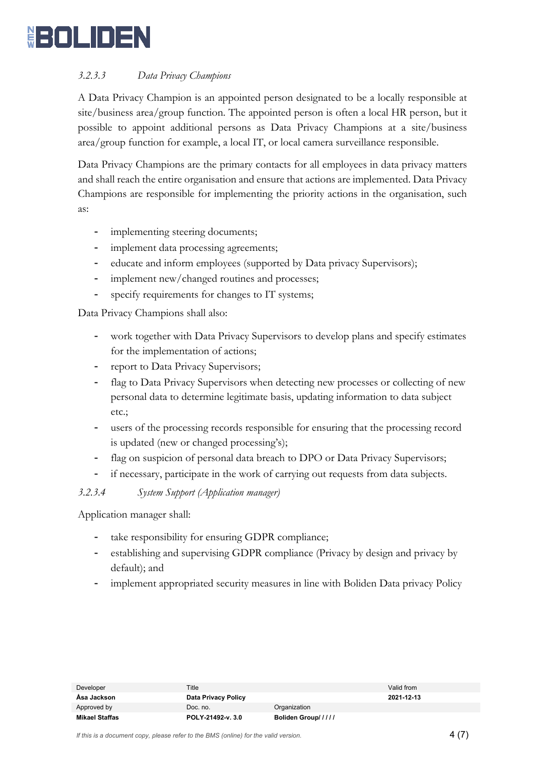#### *3.2.3.3 Data Privacy Champions*

A Data Privacy Champion is an appointed person designated to be a locally responsible at site/business area/group function. The appointed person is often a local HR person, but it possible to appoint additional persons as Data Privacy Champions at a site/business area/group function for example, a local IT, or local camera surveillance responsible.

Data Privacy Champions are the primary contacts for all employees in data privacy matters and shall reach the entire organisation and ensure that actions are implemented. Data Privacy Champions are responsible for implementing the priority actions in the organisation, such as:

- implementing steering documents;
- implement data processing agreements;
- educate and inform employees (supported by Data privacy Supervisors);
- implement new/changed routines and processes;
- specify requirements for changes to IT systems;

Data Privacy Champions shall also:

- work together with Data Privacy Supervisors to develop plans and specify estimates for the implementation of actions;
- report to Data Privacy Supervisors;
- flag to Data Privacy Supervisors when detecting new processes or collecting of new personal data to determine legitimate basis, updating information to data subject etc.;
- users of the processing records responsible for ensuring that the processing record is updated (new or changed processing's);
- flag on suspicion of personal data breach to DPO or Data Privacy Supervisors;
- if necessary, participate in the work of carrying out requests from data subjects.

#### *3.2.3.4 System Support (Application manager)*

Application manager shall:

- take responsibility for ensuring GDPR compliance;
- establishing and supervising GDPR compliance (Privacy by design and privacy by default); and
- implement appropriated security measures in line with Boliden Data privacy Policy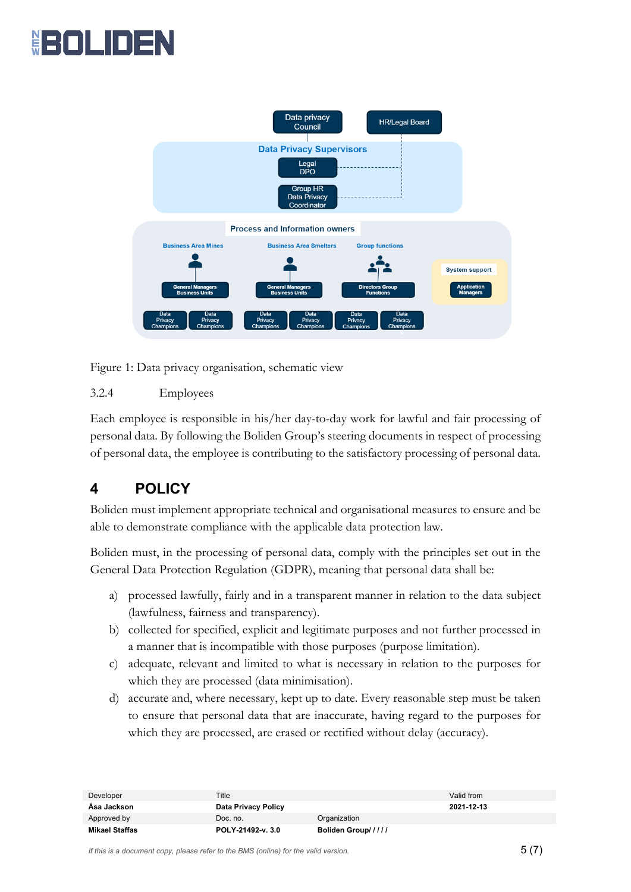Figure 1: Data privacy organisation, schematic view

### 3.2.4 Employees

Each employee is responsible in his/her day-to-day work for lawful and fair processing of personal data. By following the Boliden Group's steering documents in respect of processing of personal data, the employee is contributing to the satisfactory processing of personal data.

# 4 POLICY

Boliden must implement appropriate technical and organisational measures to ensure and be able to demonstrate compliance with the applicable data protection law.

Boliden must, in the processing of personal data, comply with the principles set out in the General Data Protection Regulation (GDPR), meaning that personal data shall be:

a) processed lawfully, fairly and in a transparent manner in relation to the data subject (lawfulness, fairness and transparency).
b) collected for specified, explicit and legitimate purposes and not further processed in a manner that is incompatible with those purposes (purpose limitation).
c) adequate, relevant and limited to what is necessary in relation to the purposes for which they are processed (data minimisation).
d) accurate and, where necessary, kept up to date. Every reasonable step must be taken to ensure that personal data that are inaccurate, having regard to the purposes for which they are processed, are erased or rectified without delay (accuracy).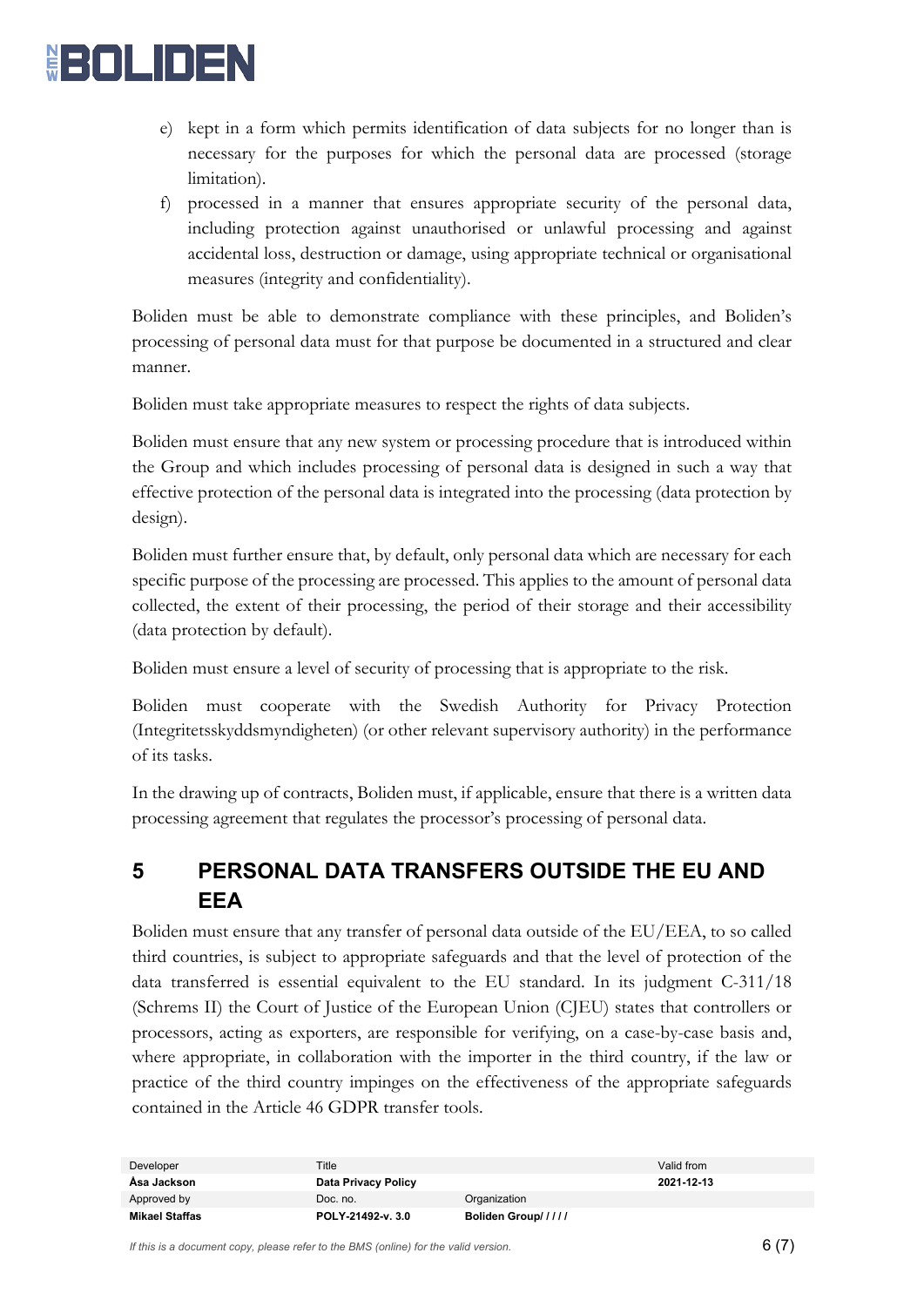e) kept in a form which permits identification of data subjects for no longer than is necessary for the purposes for which the personal data are processed (storage limitation).
f) processed in a manner that ensures appropriate security of the personal data, including protection against unauthorised or unlawful processing and against accidental loss, destruction or damage, using appropriate technical or organisational measures (integrity and confidentiality).

Boliden must be able to demonstrate compliance with these principles, and Boliden's processing of personal data must for that purpose be documented in a structured and clear manner.

Boliden must take appropriate measures to respect the rights of data subjects.

Boliden must ensure that any new system or processing procedure that is introduced within the Group and which includes processing of personal data is designed in such a way that effective protection of the personal data is integrated into the processing (data protection by design).

Boliden must further ensure that, by default, only personal data which are necessary for each specific purpose of the processing are processed. This applies to the amount of personal data collected, the extent of their processing, the period of their storage and their accessibility (data protection by default).

Boliden must ensure a level of security of processing that is appropriate to the risk.

Boliden must cooperate with the Swedish Authority for Privacy Protection (Integritetsskyddsmyndigheten) (or other relevant supervisory authority) in the performance of its tasks.

In the drawing up of contracts, Boliden must, if applicable, ensure that there is a written data processing agreement that regulates the processor's processing of personal data.

## 5 PERSONAL DATA TRANSFERS OUTSIDE THE EU AND EEA

Boliden must ensure that any transfer of personal data outside of the EU/EEA, to so called third countries, is subject to appropriate safeguards and that the level of protection of the data transferred is essential equivalent to the EU standard. In its judgment C-311/18 (Schrems II) the Court of Justice of the European Union (CJEU) states that controllers or processors, acting as exporters, are responsible for verifying, on a case-by-case basis and, where appropriate, in collaboration with the importer in the third country, if the law or practice of the third country impinges on the effectiveness of the appropriate safeguards contained in the Article 46 GDPR transfer tools.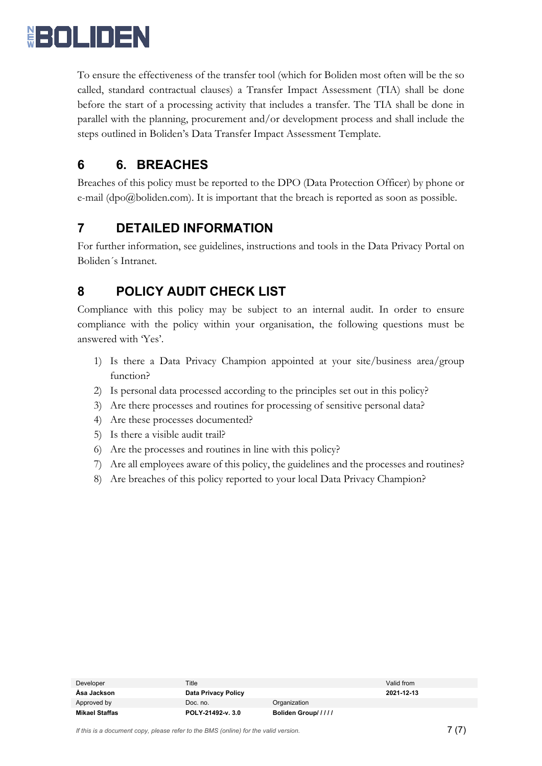To ensure the effectiveness of the transfer tool (which for Boliden most often will be the so called, standard contractual clauses) a Transfer Impact Assessment (TIA) shall be done before the start of a processing activity that includes a transfer. The TIA shall be done in parallel with the planning, procurement and/or development process and shall include the steps outlined in Boliden's Data Transfer Impact Assessment Template.

## 6 6. BREACHES

Breaches of this policy must be reported to the DPO (Data Protection Officer) by phone or e-mail (dpo@boliden.com). It is important that the breach is reported as soon as possible.

## 7 DETAILED INFORMATION

For further information, see guidelines, instructions and tools in the Data Privacy Portal on Boliden´s Intranet.

## 8 POLICY AUDIT CHECK LIST

Compliance with this policy may be subject to an internal audit. In order to ensure compliance with the policy within your organisation, the following questions must be answered with 'Yes'.

1) Is there a Data Privacy Champion appointed at your site/business area/group function?
2) Is personal data processed according to the principles set out in this policy?
3) Are there processes and routines for processing of sensitive personal data?
4) Are these processes documented?
5) Is there a visible audit trail?
6) Are the processes and routines in line with this policy?
7) Are all employees aware of this policy, the guidelines and the processes and routines?
8) Are breaches of this policy reported to your local Data Privacy Champion?

| Developer | Title | | Valid from |
|---|---|---|---|
| **Åsa Jackson** | **Data Privacy Policy** | | **2021-12-13** |
| Approved by | Doc. no. | Organization | |
| **Mikael Staffas** | **POLY-21492-v. 3.0** | **Boliden Group/ / / / /** | |

*If this is a document copy, please refer to the BMS (online) for the valid version.*